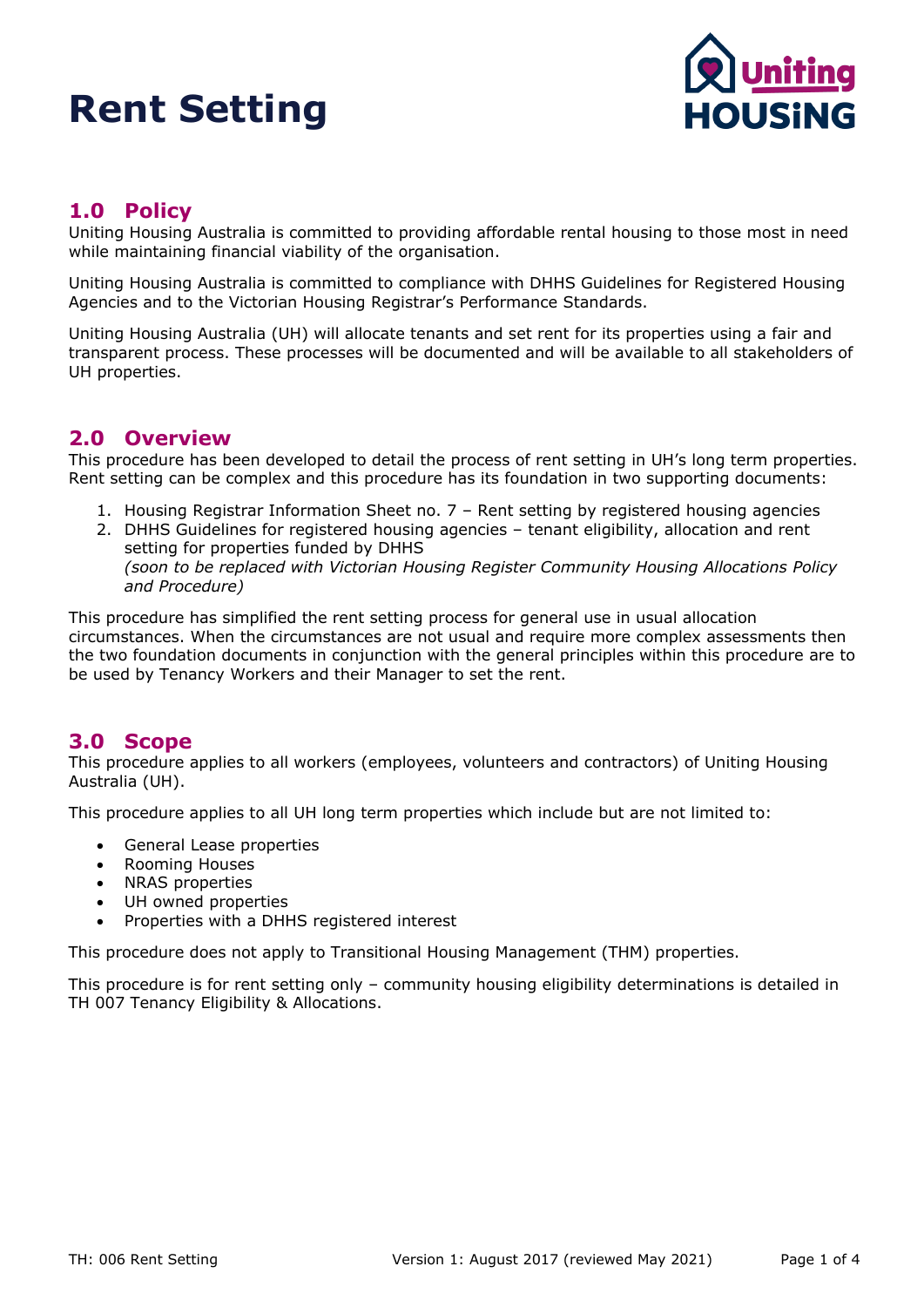# Rent Setting

## 1.0 Policy

Uniting Housing Australia is committed to providing affordable rental housing to those most in need while maintaining financial viability of the organisation.

Uniting Housing Australia is committed to compliance with DHHS Guidelines for Registered Housing Agencies and to the Victorian Housing Registrar's Performance Standards.

Uniting Housing Australia (UH) will allocate tenants and set rent for its properties using a fair and transparent process. These processes will be documented and will be available to all stakeholders of UH properties.

## 2.0 Overview

This procedure has been developed to detail the process of rent setting in UH's long term properties. Rent setting can be complex and this procedure has its foundation in two supporting documents:

1. Housing Registrar Information Sheet no. 7 – Rent setting by registered housing agencies
2. DHHS Guidelines for registered housing agencies – tenant eligibility, allocation and rent setting for properties funded by DHHS
   *(soon to be replaced with Victorian Housing Register Community Housing Allocations Policy and Procedure)*

This procedure has simplified the rent setting process for general use in usual allocation circumstances. When the circumstances are not usual and require more complex assessments then the two foundation documents in conjunction with the general principles within this procedure are to be used by Tenancy Workers and their Manager to set the rent.

## 3.0 Scope

This procedure applies to all workers (employees, volunteers and contractors) of Uniting Housing Australia (UH).

This procedure applies to all UH long term properties which include but are not limited to:

- General Lease properties
- Rooming Houses
- NRAS properties
- UH owned properties
- Properties with a DHHS registered interest

This procedure does not apply to Transitional Housing Management (THM) properties.

This procedure is for rent setting only – community housing eligibility determinations is detailed in TH 007 Tenancy Eligibility & Allocations.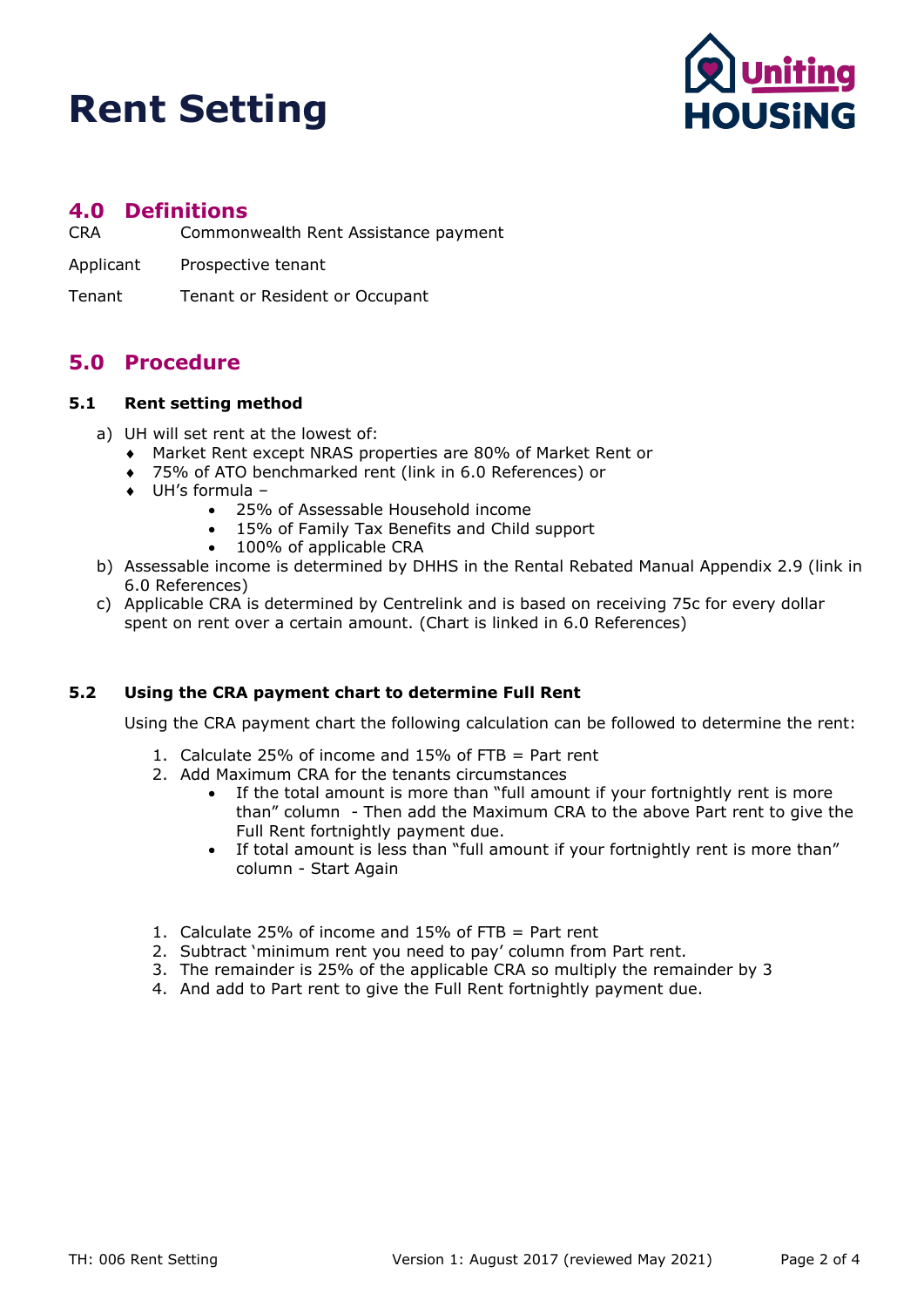# Rent Setting

## 4.0 Definitions

CRA Commonwealth Rent Assistance payment

Applicant Prospective tenant

Tenant Tenant or Resident or Occupant

## 5.0 Procedure

### 5.1 Rent setting method

a) UH will set rent at the lowest of:
   - Market Rent except NRAS properties are 80% of Market Rent or
   - 75% of ATO benchmarked rent (link in 6.0 References) or
   - UH's formula –
     - 25% of Assessable Household income
     - 15% of Family Tax Benefits and Child support
     - 100% of applicable CRA

b) Assessable income is determined by DHHS in the Rental Rebated Manual Appendix 2.9 (link in 6.0 References)

c) Applicable CRA is determined by Centrelink and is based on receiving 75c for every dollar spent on rent over a certain amount. (Chart is linked in 6.0 References)

### 5.2 Using the CRA payment chart to determine Full Rent

Using the CRA payment chart the following calculation can be followed to determine the rent:

1. Calculate 25% of income and 15% of FTB = Part rent
2. Add Maximum CRA for the tenants circumstances
   - If the total amount is more than "full amount if your fortnightly rent is more than" column - Then add the Maximum CRA to the above Part rent to give the Full Rent fortnightly payment due.
   - If total amount is less than "full amount if your fortnightly rent is more than" column - Start Again

1. Calculate 25% of income and 15% of FTB = Part rent
2. Subtract 'minimum rent you need to pay' column from Part rent.
3. The remainder is 25% of the applicable CRA so multiply the remainder by 3
4. And add to Part rent to give the Full Rent fortnightly payment due.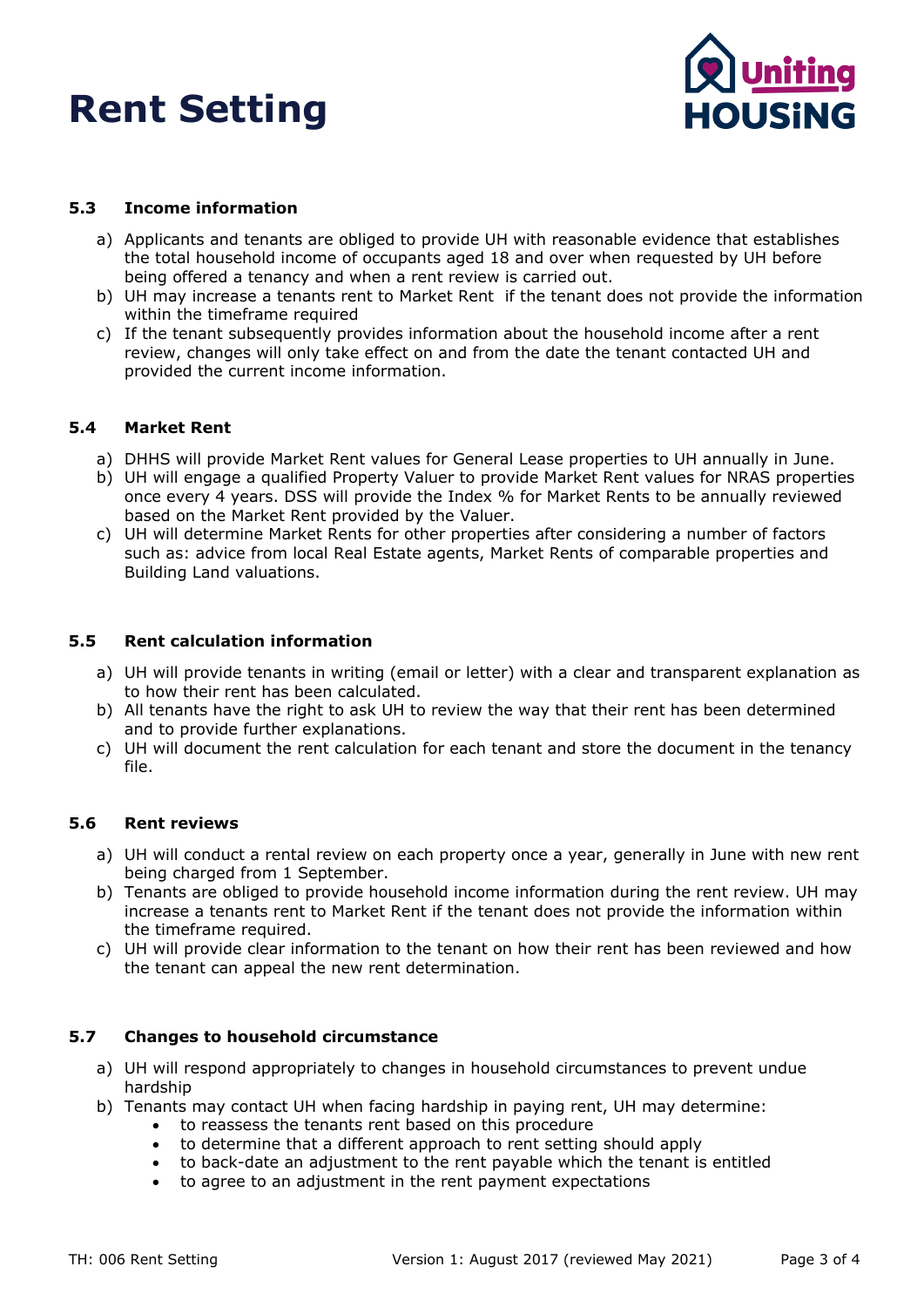# Rent Setting

### 5.3 Income information

a) Applicants and tenants are obliged to provide UH with reasonable evidence that establishes the total household income of occupants aged 18 and over when requested by UH before being offered a tenancy and when a rent review is carried out.

b) UH may increase a tenants rent to Market Rent if the tenant does not provide the information within the timeframe required

c) If the tenant subsequently provides information about the household income after a rent review, changes will only take effect on and from the date the tenant contacted UH and provided the current income information.

### 5.4 Market Rent

a) DHHS will provide Market Rent values for General Lease properties to UH annually in June.

b) UH will engage a qualified Property Valuer to provide Market Rent values for NRAS properties once every 4 years. DSS will provide the Index % for Market Rents to be annually reviewed based on the Market Rent provided by the Valuer.

c) UH will determine Market Rents for other properties after considering a number of factors such as: advice from local Real Estate agents, Market Rents of comparable properties and Building Land valuations.

### 5.5 Rent calculation information

a) UH will provide tenants in writing (email or letter) with a clear and transparent explanation as to how their rent has been calculated.

b) All tenants have the right to ask UH to review the way that their rent has been determined and to provide further explanations.

c) UH will document the rent calculation for each tenant and store the document in the tenancy file.

### 5.6 Rent reviews

a) UH will conduct a rental review on each property once a year, generally in June with new rent being charged from 1 September.

b) Tenants are obliged to provide household income information during the rent review. UH may increase a tenants rent to Market Rent if the tenant does not provide the information within the timeframe required.

c) UH will provide clear information to the tenant on how their rent has been reviewed and how the tenant can appeal the new rent determination.

### 5.7 Changes to household circumstance

a) UH will respond appropriately to changes in household circumstances to prevent undue hardship

b) Tenants may contact UH when facing hardship in paying rent, UH may determine:
   - to reassess the tenants rent based on this procedure
   - to determine that a different approach to rent setting should apply
   - to back-date an adjustment to the rent payable which the tenant is entitled
   - to agree to an adjustment in the rent payment expectations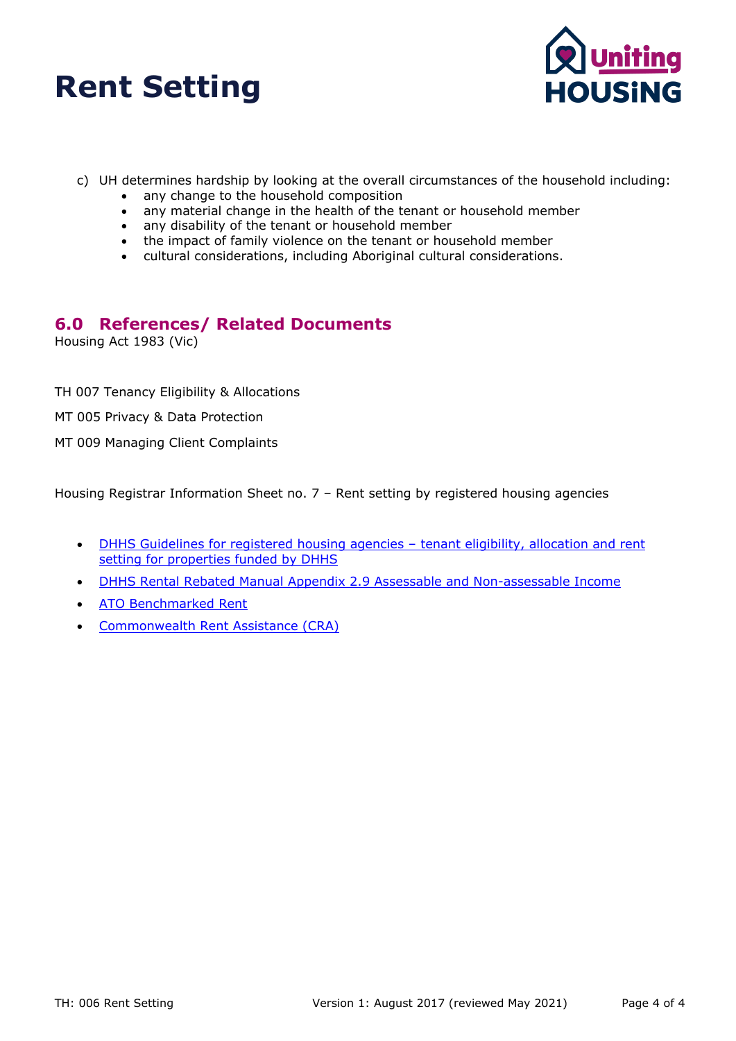c) UH determines hardship by looking at the overall circumstances of the household including:
   - any change to the household composition
   - any material change in the health of the tenant or household member
   - any disability of the tenant or household member
   - the impact of family violence on the tenant or household member
   - cultural considerations, including Aboriginal cultural considerations.

## 6.0 References/ Related Documents

Housing Act 1983 (Vic)

TH 007 Tenancy Eligibility & Allocations

MT 005 Privacy & Data Protection

MT 009 Managing Client Complaints

Housing Registrar Information Sheet no. 7 – Rent setting by registered housing agencies

- DHHS Guidelines for registered housing agencies – tenant eligibility, allocation and rent setting for properties funded by DHHS
- DHHS Rental Rebated Manual Appendix 2.9 Assessable and Non-assessable Income
- ATO Benchmarked Rent
- Commonwealth Rent Assistance (CRA)